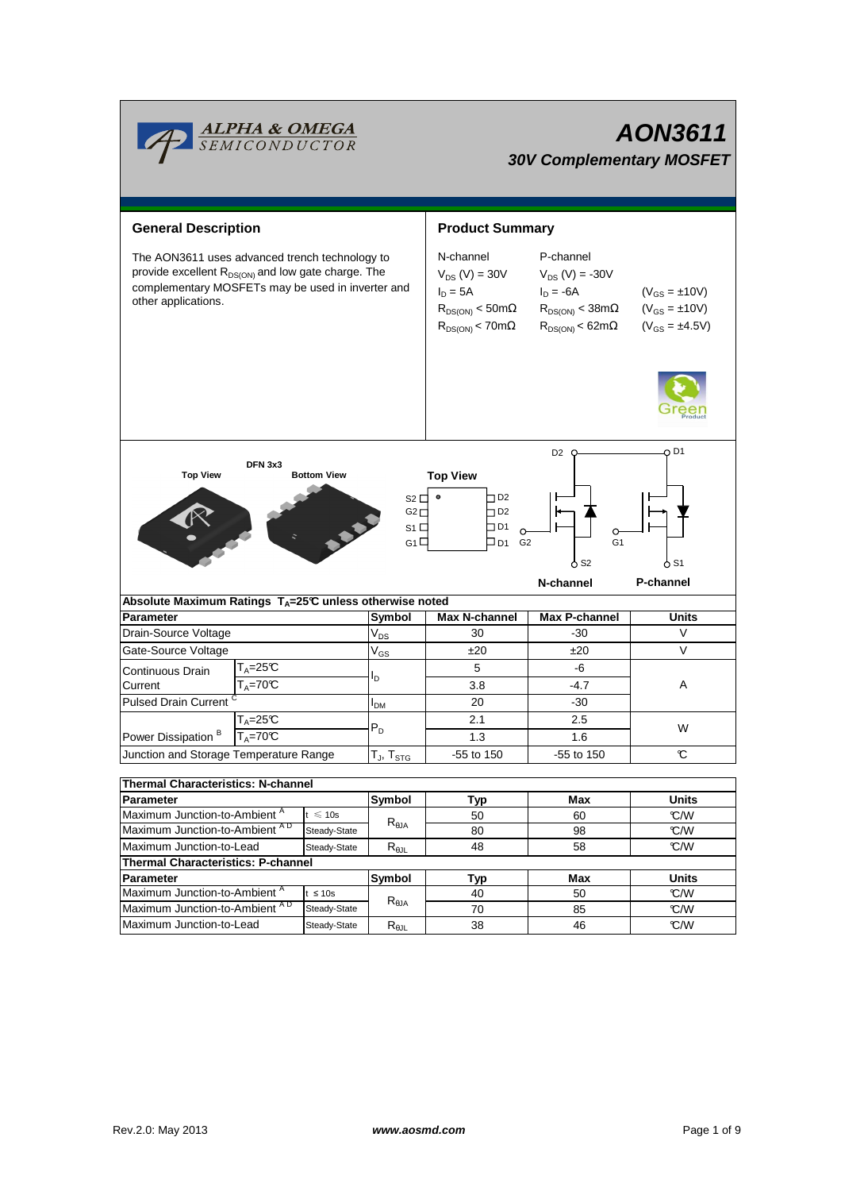# AON3611

## 30V Complementary MOSFET

## General Description

The AON3611 uses advanced trench technology to provide excellent $R_{DS(ON)}$ and low gate charge. The complementary MOSFETs may be used in inverter and other applications.

## Product Summary

| N-channel | P-channel | |
|---|---|---|
| $V_{DS}$ (V) = 30V | $V_{DS}$ (V) = -30V | |
| $I_D$ = 5A | $I_D$ = -6A | ($V_{GS}$ = ±10V) |
| $R_{DS(ON)}$ < 50mΩ | $R_{DS(ON)}$ < 38mΩ | ($V_{GS}$ = ±10V) |
| $R_{DS(ON)}$ < 70mΩ | $R_{DS(ON)}$ < 62mΩ | ($V_{GS}$ = ±4.5V) |

DFN 3x3

Top View | Bottom View

Top View: S2, G2, S1, G1 | D2, D2, D1, D1

N-channel | P-channel

**Absolute Maximum Ratings $T_A$=25°C unless otherwise noted**

| Parameter | | Symbol | Max N-channel | Max P-channel | Units |
|---|---|---|---|---|---|
| Drain-Source Voltage | | $V_{DS}$ | 30 | -30 | V |
| Gate-Source Voltage | | $V_{GS}$ | ±20 | ±20 | V |
| Continuous Drain Current | $T_A$=25°C | $I_D$ | 5 | -6 | A |
| | $T_A$=70°C | | 3.8 | -4.7 | |
| Pulsed Drain Current [C] | | $I_{DM}$ | 20 | -30 | |
| Power Dissipation [B] | $T_A$=25°C | $P_D$ | 2.1 | 2.5 | W |
| | $T_A$=70°C | | 1.3 | 1.6 | |
| Junction and Storage Temperature Range | | $T_J$, $T_{STG}$ | -55 to 150 | -55 to 150 | °C |

**Thermal Characteristics: N-channel**

| Parameter | | Symbol | Typ | Max | Units |
|---|---|---|---|---|---|
| Maximum Junction-to-Ambient [A] | t ≤ 10s | $R_{\theta JA}$ | 50 | 60 | °C/W |
| Maximum Junction-to-Ambient [A D] | Steady-State | | 80 | 98 | °C/W |
| Maximum Junction-to-Lead | Steady-State | $R_{\theta JL}$ | 48 | 58 | °C/W |

**Thermal Characteristics: P-channel**

| Parameter | | Symbol | Typ | Max | Units |
|---|---|---|---|---|---|
| Maximum Junction-to-Ambient [A] | t ≤ 10s | $R_{\theta JA}$ | 40 | 50 | °C/W |
| Maximum Junction-to-Ambient [A D] | Steady-State | | 70 | 85 | °C/W |
| Maximum Junction-to-Lead | Steady-State | $R_{\theta JL}$ | 38 | 46 | °C/W |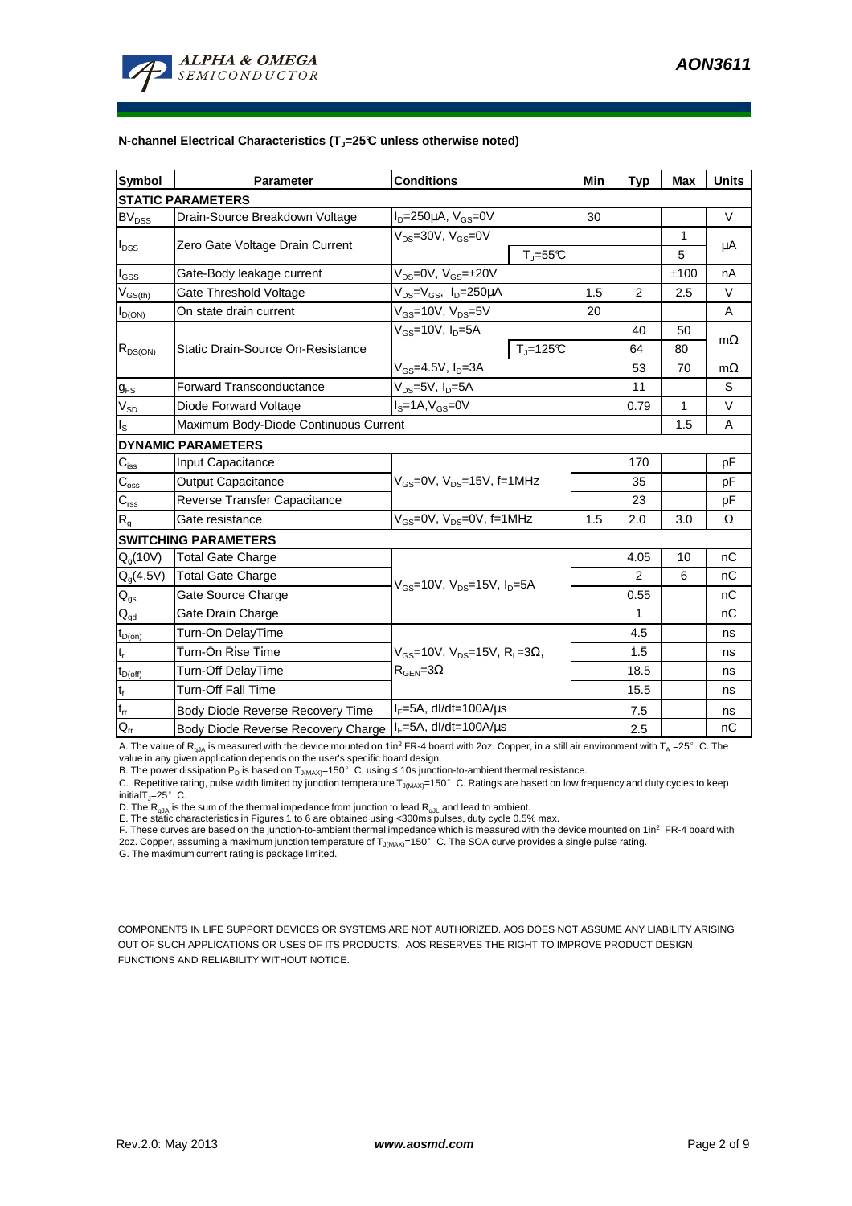**N-channel Electrical Characteristics ($T_J$=25°C unless otherwise noted)**

| Symbol | Parameter | Conditions | | Min | Typ | Max | Units |
|---|---|---|---|---|---|---|---|
| **STATIC PARAMETERS** | | | | | | | |
| $BV_{DSS}$ | Drain-Source Breakdown Voltage | $I_D$=250µA, $V_{GS}$=0V | | 30 | | | V |
| $I_{DSS}$ | Zero Gate Voltage Drain Current | $V_{DS}$=30V, $V_{GS}$=0V | | | | 1 | µA |
| | | | $T_J$=55°C | | | 5 | |
| $I_{GSS}$ | Gate-Body leakage current | $V_{DS}$=0V, $V_{GS}$=±20V | | | | ±100 | nA |
| $V_{GS(th)}$ | Gate Threshold Voltage | $V_{DS}$=$V_{GS}$, $I_D$=250µA | | 1.5 | 2 | 2.5 | V |
| $I_{D(ON)}$ | On state drain current | $V_{GS}$=10V, $V_{DS}$=5V | | 20 | | | A |
| $R_{DS(ON)}$ | Static Drain-Source On-Resistance | $V_{GS}$=10V, $I_D$=5A | | | 40 | 50 | mΩ |
| | | | $T_J$=125°C | | 64 | 80 | |
| | | $V_{GS}$=4.5V, $I_D$=3A | | | 53 | 70 | mΩ |
| $g_{FS}$ | Forward Transconductance | $V_{DS}$=5V, $I_D$=5A | | | 11 | | S |
| $V_{SD}$ | Diode Forward Voltage | $I_S$=1A, $V_{GS}$=0V | | | 0.79 | 1 | V |
| $I_S$ | Maximum Body-Diode Continuous Current | | | | | 1.5 | A |
| **DYNAMIC PARAMETERS** | | | | | | | |
| $C_{iss}$ | Input Capacitance | $V_{GS}$=0V, $V_{DS}$=15V, f=1MHz | | | 170 | | pF |
| $C_{oss}$ | Output Capacitance | | | | 35 | | pF |
| $C_{rss}$ | Reverse Transfer Capacitance | | | | 23 | | pF |
| $R_g$ | Gate resistance | $V_{GS}$=0V, $V_{DS}$=0V, f=1MHz | | 1.5 | 2.0 | 3.0 | Ω |
| **SWITCHING PARAMETERS** | | | | | | | |
| $Q_g$(10V) | Total Gate Charge | $V_{GS}$=10V, $V_{DS}$=15V, $I_D$=5A | | | 4.05 | 10 | nC |
| $Q_g$(4.5V) | Total Gate Charge | | | | 2 | 6 | nC |
| $Q_{gs}$ | Gate Source Charge | | | | 0.55 | | nC |
| $Q_{gd}$ | Gate Drain Charge | | | | 1 | | nC |
| $t_{D(on)}$ | Turn-On DelayTime | $V_{GS}$=10V, $V_{DS}$=15V, $R_L$=3Ω, $R_{GEN}$=3Ω | | | 4.5 | | ns |
| $t_r$ | Turn-On Rise Time | | | | 1.5 | | ns |
| $t_{D(off)}$ | Turn-Off DelayTime | | | | 18.5 | | ns |
| $t_f$ | Turn-Off Fall Time | | | | 15.5 | | ns |
| $t_{rr}$ | Body Diode Reverse Recovery Time | $I_F$=5A, dI/dt=100A/µs | | | 7.5 | | ns |
| $Q_{rr}$ | Body Diode Reverse Recovery Charge | $I_F$=5A, dI/dt=100A/µs | | | 2.5 | | nC |

A. The value of $R_{\theta JA}$ is measured with the device mounted on 1in[2] FR-4 board with 2oz. Copper, in a still air environment with $T_A$ =25°C. The value in any given application depends on the user's specific board design.
B. The power dissipation $P_D$ is based on $T_{J(MAX)}$=150°C, using ≤ 10s junction-to-ambient thermal resistance.
C. Repetitive rating, pulse width limited by junction temperature $T_{J(MAX)}$=150°C. Ratings are based on low frequency and duty cycles to keep initial $T_J$=25°C.
D. The $R_{\theta JA}$ is the sum of the thermal impedance from junction to lead $R_{\theta JL}$ and lead to ambient.
E. The static characteristics in Figures 1 to 6 are obtained using <300ms pulses, duty cycle 0.5% max.
F. These curves are based on the junction-to-ambient thermal impedance which is measured with the device mounted on 1in[2] FR-4 board with 2oz. Copper, assuming a maximum junction temperature of $T_{J(MAX)}$=150°C. The SOA curve provides a single pulse rating.
G. The maximum current rating is package limited.

COMPONENTS IN LIFE SUPPORT DEVICES OR SYSTEMS ARE NOT AUTHORIZED. AOS DOES NOT ASSUME ANY LIABILITY ARISING OUT OF SUCH APPLICATIONS OR USES OF ITS PRODUCTS. AOS RESERVES THE RIGHT TO IMPROVE PRODUCT DESIGN, FUNCTIONS AND RELIABILITY WITHOUT NOTICE.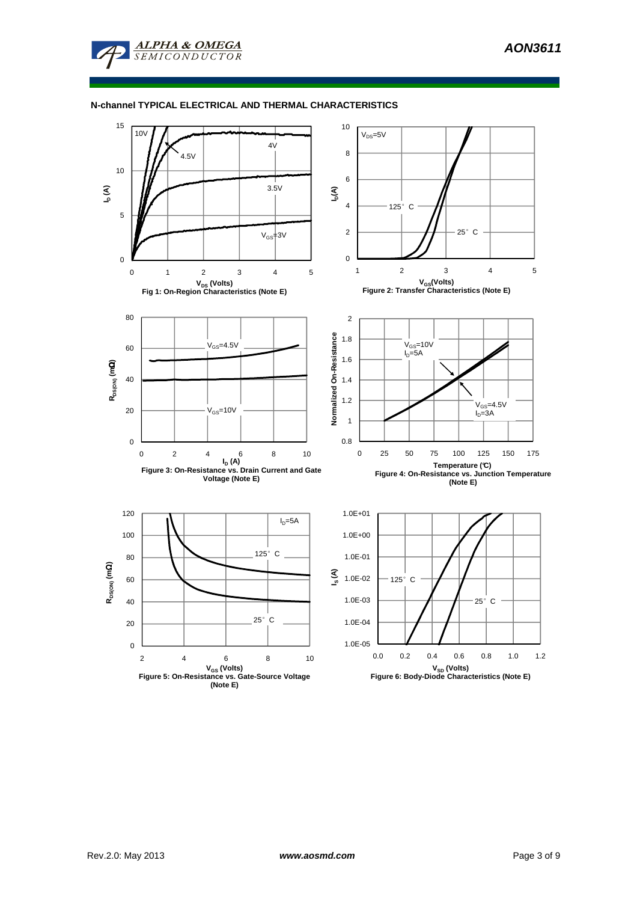## N-channel TYPICAL ELECTRICAL AND THERMAL CHARACTERISTICS

Fig 1: On-Region Characteristics (Note E)

Figure 2: Transfer Characteristics (Note E)

Figure 3: On-Resistance vs. Drain Current and Gate Voltage (Note E)

Figure 4: On-Resistance vs. Junction Temperature (Note E)

Figure 5: On-Resistance vs. Gate-Source Voltage (Note E)

Figure 6: Body-Diode Characteristics (Note E)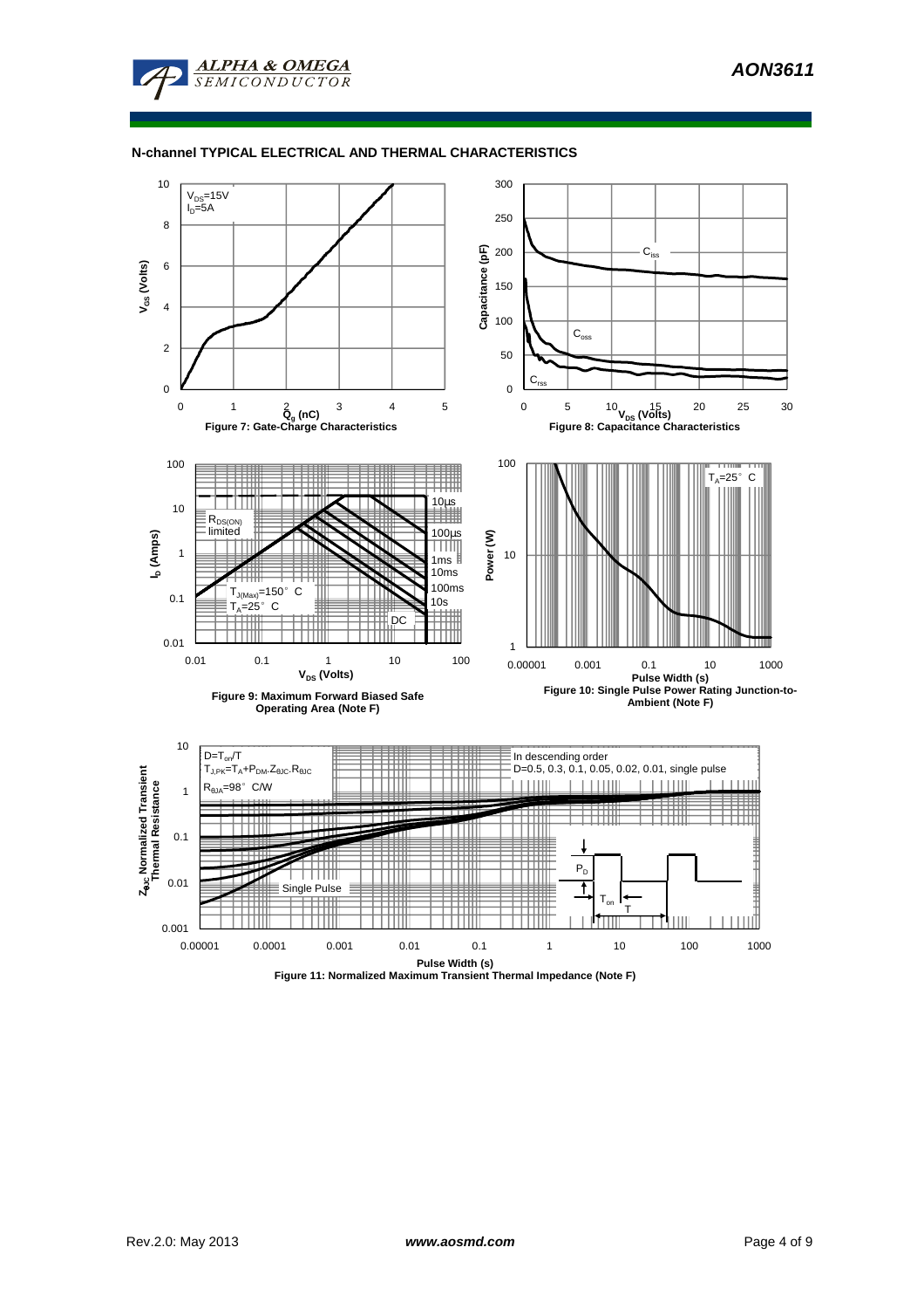## N-channel TYPICAL ELECTRICAL AND THERMAL CHARACTERISTICS

$V_{DS}$=15V
$I_D$=5A

Figure 7: Gate-Charge Characteristics

$C_{iss}$
$C_{oss}$
$C_{rss}$

Figure 8: Capacitance Characteristics

$R_{DS(ON)}$ limited

10µs
100µs
1ms
10ms
100ms
10s
DC

$T_{J(Max)}$=150° C
$T_A$=25° C

Figure 9: Maximum Forward Biased Safe Operating Area (Note F)

$T_A$=25° C

Figure 10: Single Pulse Power Rating Junction-to-Ambient (Note F)

D=$T_{on}$/T
$T_{J,PK}$=$T_A$+$P_{DM}$.$Z_{\theta JC}$.$R_{\theta JC}$
$R_{\theta JA}$=98° C/W

In descending order
D=0.5, 0.3, 0.1, 0.05, 0.02, 0.01, single pulse

Single Pulse

Figure 11: Normalized Maximum Transient Thermal Impedance (Note F)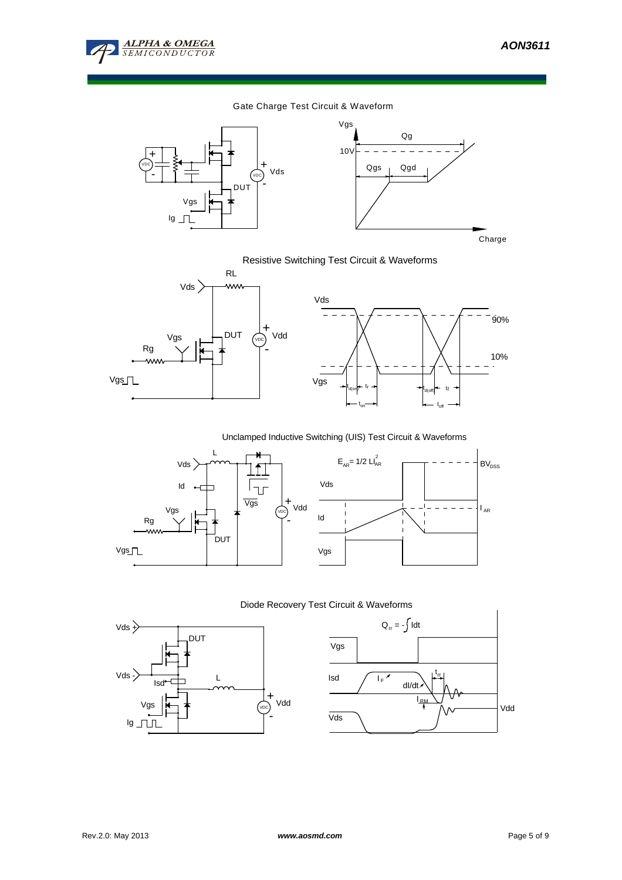## Gate Charge Test Circuit & Waveform

VDC + - Vds, DUT, Vgs, Ig

Vgs, 10V, Qg, Qgs, Qgd, Charge

## Resistive Switching Test Circuit & Waveforms

RL, Vds, Vgs, Rg, DUT, Vdd, Vgs

Vds, 90%, 10%, Vgs, $t_{d(on)}$, $t_r$, $t_{on}$, $t_{d(off)}$, $t_f$, $t_{off}$

## Unclamped Inductive Switching (UIS) Test Circuit & Waveforms

L, Vds, Id, Vgs, Rg, DUT, Vdd, Vgs

$E_{AR} = 1/2\ LI_{AR}^2$

$BV_{DSS}$, Vds, Id, $I_{AR}$, Vgs

## Diode Recovery Test Circuit & Waveforms

Vds +, DUT, Vds -, Isd, L, Vgs, Ig, Vdd

$Q_{rr} = -\int Idt$

Vgs, Isd, $I_F$, dI/dt, $t_{rr}$, $I_{RM}$, Vds, Vdd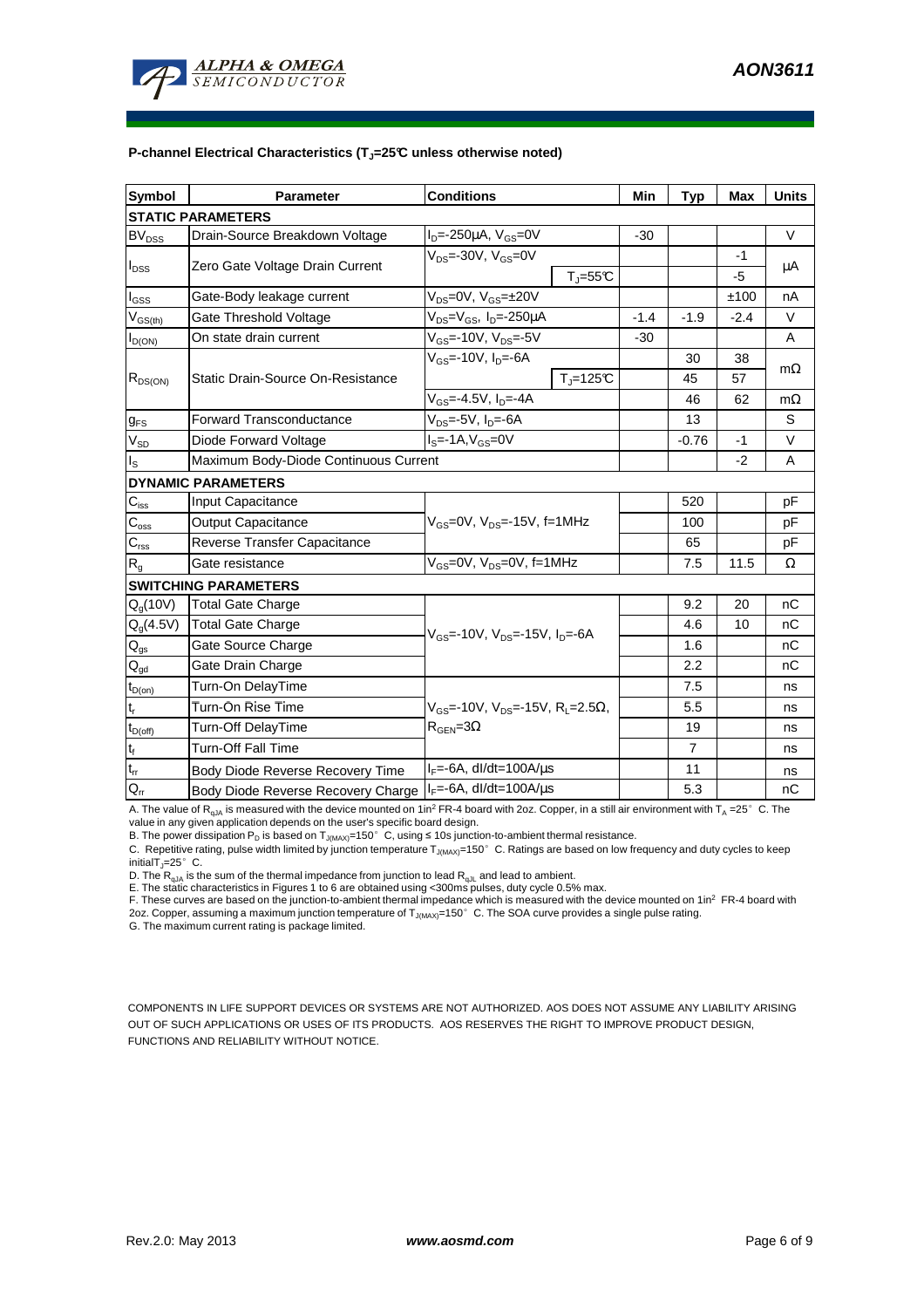**P-channel Electrical Characteristics ($T_J$=25°C unless otherwise noted)**

| Symbol | Parameter | Conditions | | Min | Typ | Max | Units |
|---|---|---|---|---|---|---|---|
| **STATIC PARAMETERS** | | | | | | | |
| $BV_{DSS}$ | Drain-Source Breakdown Voltage | $I_D$=-250µA, $V_{GS}$=0V | | -30 | | | V |
| $I_{DSS}$ | Zero Gate Voltage Drain Current | $V_{DS}$=-30V, $V_{GS}$=0V | | | | -1 | µA |
| | | | $T_J$=55°C | | | -5 | |
| $I_{GSS}$ | Gate-Body leakage current | $V_{DS}$=0V, $V_{GS}$=±20V | | | | ±100 | nA |
| $V_{GS(th)}$ | Gate Threshold Voltage | $V_{DS}$=$V_{GS}$, $I_D$=-250µA | | -1.4 | -1.9 | -2.4 | V |
| $I_{D(ON)}$ | On state drain current | $V_{GS}$=-10V, $V_{DS}$=-5V | | -30 | | | A |
| $R_{DS(ON)}$ | Static Drain-Source On-Resistance | $V_{GS}$=-10V, $I_D$=-6A | | | 30 | 38 | mΩ |
| | | | $T_J$=125°C | | 45 | 57 | |
| | | $V_{GS}$=-4.5V, $I_D$=-4A | | | 46 | 62 | mΩ |
| $g_{FS}$ | Forward Transconductance | $V_{DS}$=-5V, $I_D$=-6A | | | 13 | | S |
| $V_{SD}$ | Diode Forward Voltage | $I_S$=-1A, $V_{GS}$=0V | | | -0.76 | -1 | V |
| $I_S$ | Maximum Body-Diode Continuous Current | | | | | -2 | A |
| **DYNAMIC PARAMETERS** | | | | | | | |
| $C_{iss}$ | Input Capacitance | $V_{GS}$=0V, $V_{DS}$=-15V, f=1MHz | | | 520 | | pF |
| $C_{oss}$ | Output Capacitance | | | | 100 | | pF |
| $C_{rss}$ | Reverse Transfer Capacitance | | | | 65 | | pF |
| $R_g$ | Gate resistance | $V_{GS}$=0V, $V_{DS}$=0V, f=1MHz | | | 7.5 | 11.5 | Ω |
| **SWITCHING PARAMETERS** | | | | | | | |
| $Q_g$(10V) | Total Gate Charge | $V_{GS}$=-10V, $V_{DS}$=-15V, $I_D$=-6A | | | 9.2 | 20 | nC |
| $Q_g$(4.5V) | Total Gate Charge | | | | 4.6 | 10 | nC |
| $Q_{gs}$ | Gate Source Charge | | | | 1.6 | | nC |
| $Q_{gd}$ | Gate Drain Charge | | | | 2.2 | | nC |
| $t_{D(on)}$ | Turn-On DelayTime | $V_{GS}$=-10V, $V_{DS}$=-15V, $R_L$=2.5Ω, $R_{GEN}$=3Ω | | | 7.5 | | ns |
| $t_r$ | Turn-On Rise Time | | | | 5.5 | | ns |
| $t_{D(off)}$ | Turn-Off DelayTime | | | | 19 | | ns |
| $t_f$ | Turn-Off Fall Time | | | | 7 | | ns |
| $t_{rr}$ | Body Diode Reverse Recovery Time | $I_F$=-6A, dI/dt=100A/µs | | | 11 | | ns |
| $Q_{rr}$ | Body Diode Reverse Recovery Charge | $I_F$=-6A, dI/dt=100A/µs | | | 5.3 | | nC |

A. The value of $R_{\theta JA}$ is measured with the device mounted on 1in² FR-4 board with 2oz. Copper, in a still air environment with $T_A$ =25° C. The value in any given application depends on the user's specific board design.
B. The power dissipation $P_D$ is based on $T_{J(MAX)}$=150° C, using ≤ 10s junction-to-ambient thermal resistance.
C. Repetitive rating, pulse width limited by junction temperature $T_{J(MAX)}$=150° C. Ratings are based on low frequency and duty cycles to keep initial $T_J$=25° C.
D. The $R_{\theta JA}$ is the sum of the thermal impedance from junction to lead $R_{\theta JL}$ and lead to ambient.
E. The static characteristics in Figures 1 to 6 are obtained using <300ms pulses, duty cycle 0.5% max.
F. These curves are based on the junction-to-ambient thermal impedance which is measured with the device mounted on 1in² FR-4 board with 2oz. Copper, assuming a maximum junction temperature of $T_{J(MAX)}$=150° C. The SOA curve provides a single pulse rating.
G. The maximum current rating is package limited.

COMPONENTS IN LIFE SUPPORT DEVICES OR SYSTEMS ARE NOT AUTHORIZED. AOS DOES NOT ASSUME ANY LIABILITY ARISING OUT OF SUCH APPLICATIONS OR USES OF ITS PRODUCTS. AOS RESERVES THE RIGHT TO IMPROVE PRODUCT DESIGN, FUNCTIONS AND RELIABILITY WITHOUT NOTICE.

Rev.2.0: May 2013 www.aosmd.com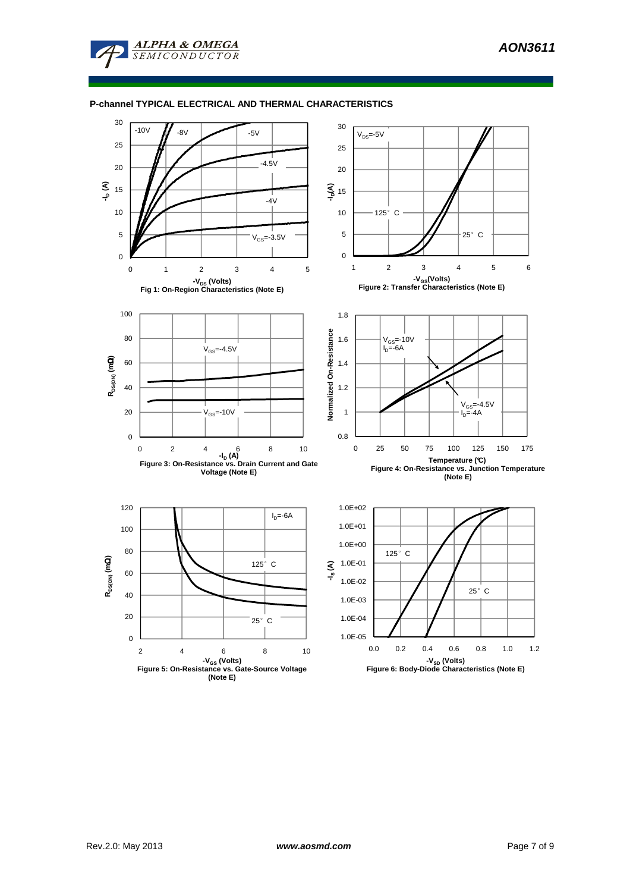## P-channel TYPICAL ELECTRICAL AND THERMAL CHARACTERISTICS

Fig 1: On-Region Characteristics (Note E)

Figure 2: Transfer Characteristics (Note E)

Figure 3: On-Resistance vs. Drain Current and Gate Voltage (Note E)

Figure 4: On-Resistance vs. Junction Temperature (Note E)

Figure 5: On-Resistance vs. Gate-Source Voltage (Note E)

Figure 6: Body-Diode Characteristics (Note E)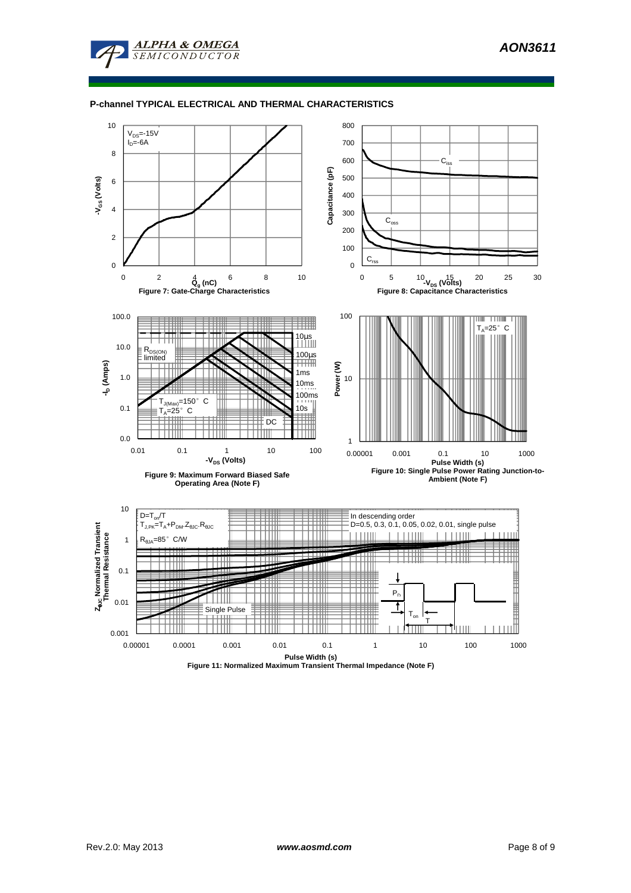## P-channel TYPICAL ELECTRICAL AND THERMAL CHARACTERISTICS

$V_{DS}$=-15V
$I_D$=-6A

Figure 7: Gate-Charge Characteristics

Figure 8: Capacitance Characteristics

Figure 9: Maximum Forward Biased Safe Operating Area (Note F)

Figure 10: Single Pulse Power Rating Junction-to-Ambient (Note F)

D=$T_{on}$/T
$T_{J,PK}$=$T_A$+$P_{DM}$.$Z_{\theta JC}$.$R_{\theta JC}$
$R_{\theta JA}$=85° C/W

In descending order
D=0.5, 0.3, 0.1, 0.05, 0.02, 0.01, single pulse

Figure 11: Normalized Maximum Transient Thermal Impedance (Note F)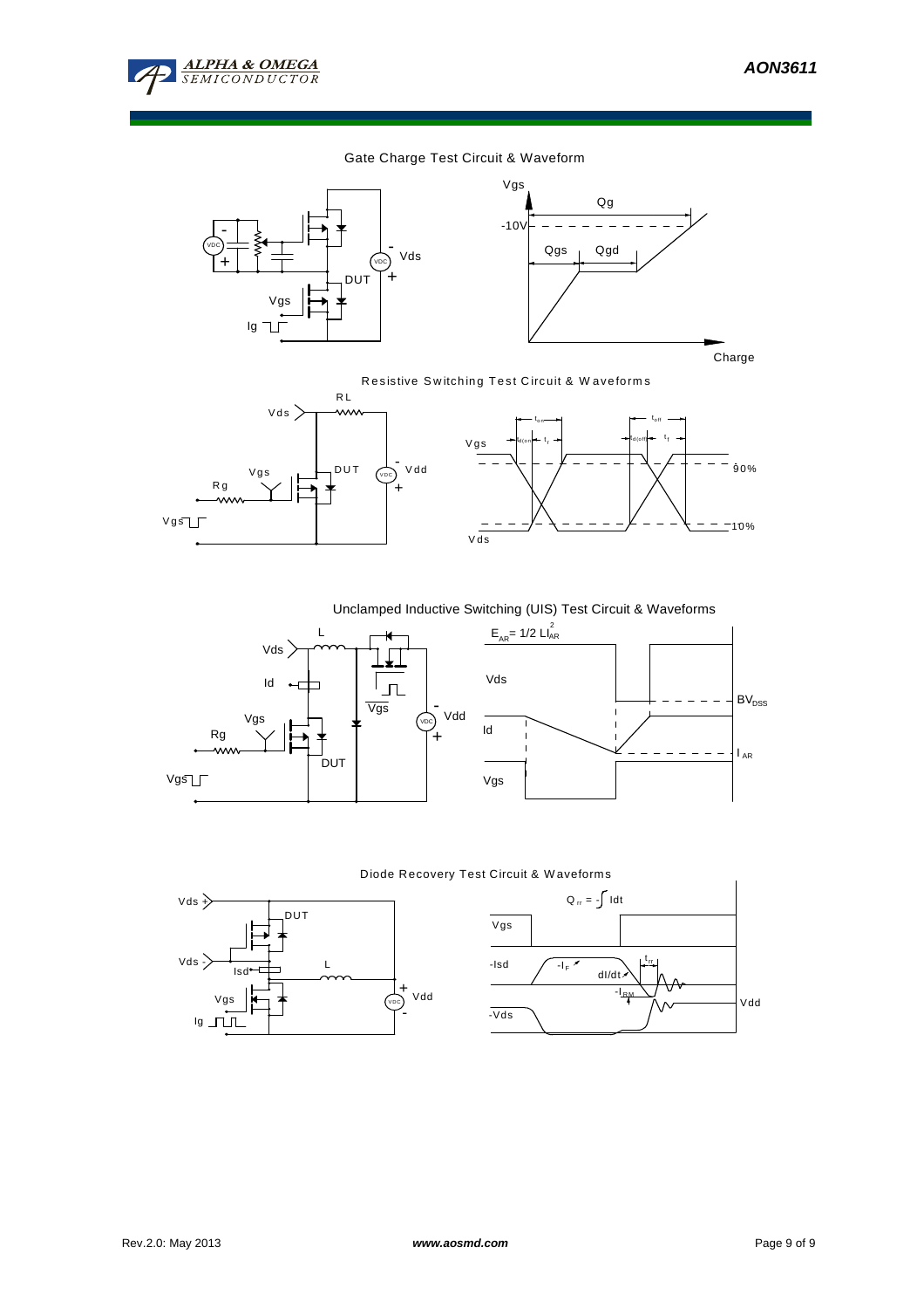## Gate Charge Test Circuit & Waveform

VDC
-
+
Vds
-
+
VDC
DUT
Vgs
Ig

Vgs
Qg
-10V
Qgs
Qgd
Charge

## Resistive Switching Test Circuit & Waveforms

RL
Vds
Vgs
Rg
DUT
VDC
-
Vdd
+
Vgs

$t_{on}$
$t_{off}$
Vgs
$t_{d(on)}$
$t_r$
$t_{d(off)}$
$t_f$
90%
10%
Vds

## Unclamped Inductive Switching (UIS) Test Circuit & Waveforms

L
Vds
Id
Vgs
Rg
Vgs
DUT
Vgs
VDC
-
Vdd
+

$E_{AR} = 1/2\ LI_{AR}^2$
Vds
Id
Vgs
$BV_{DSS}$
$I_{AR}$

## Diode Recovery Test Circuit & Waveforms

Vds +
DUT
Vds -
Isd
L
Vgs
Ig
VDC
+
Vdd
-

$Q_{rr} = -\int Idt$
Vgs
-Isd
$-I_F$
dI/dt
$t_{rr}$
$-I_{RM}$
-Vds
Vdd